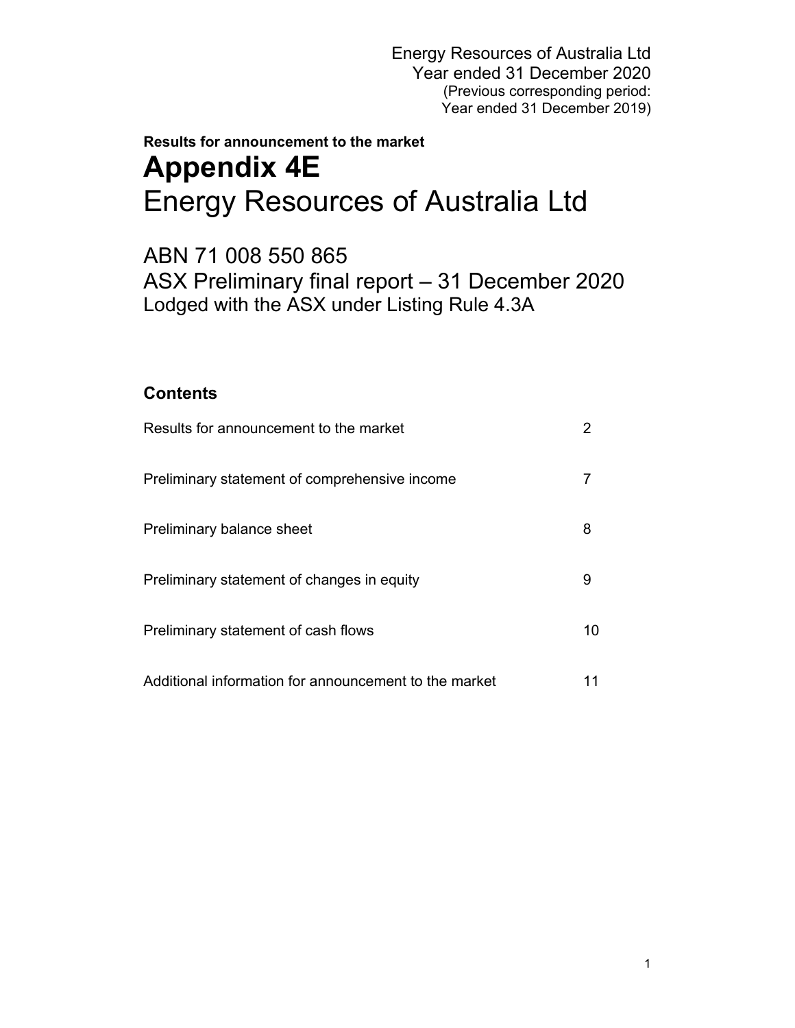Energy Resources of Australia Ltd
Year ended 31 December 2020
(Previous corresponding period:
Year ended 31 December 2019)

**Results for announcement to the market**

# Appendix 4E

# Energy Resources of Australia Ltd

## ABN 71 008 550 865

## ASX Preliminary final report – 31 December 2020

### Lodged with the ASX under Listing Rule 4.3A

## Contents

| | |
|---|---|
| Results for announcement to the market | 2 |
| Preliminary statement of comprehensive income | 7 |
| Preliminary balance sheet | 8 |
| Preliminary statement of changes in equity | 9 |
| Preliminary statement of cash flows | 10 |
| Additional information for announcement to the market | 11 |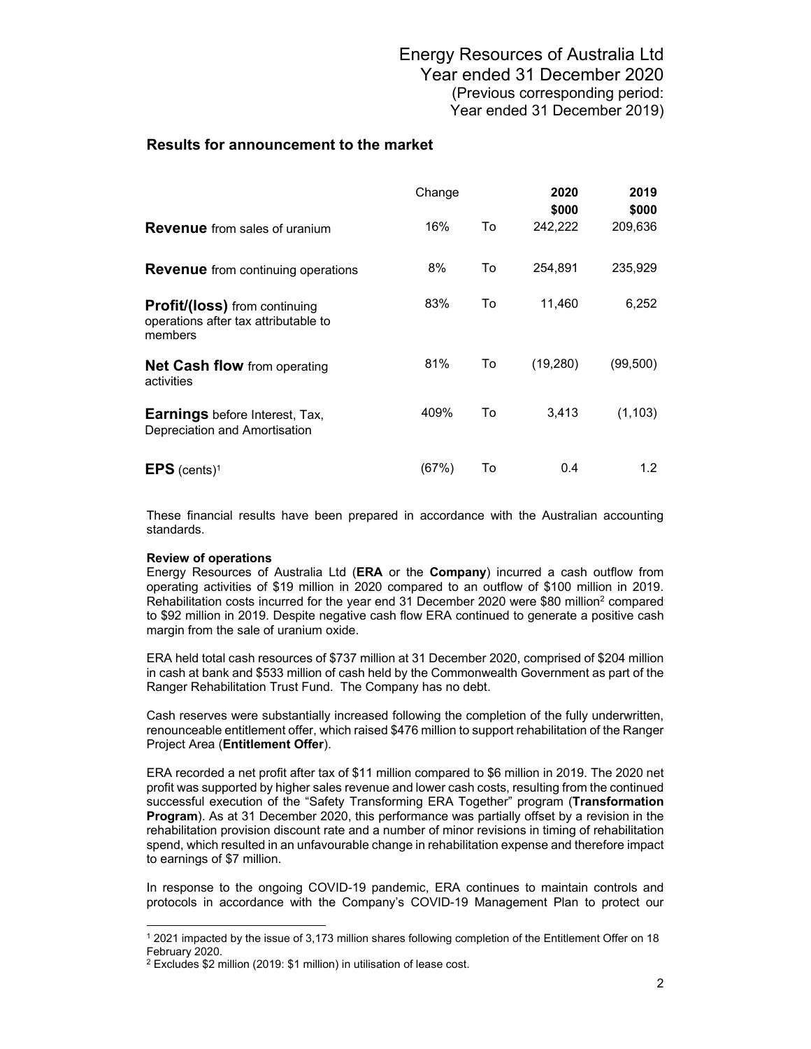Energy Resources of Australia Ltd
Year ended 31 December 2020
(Previous corresponding period:
Year ended 31 December 2019)

## Results for announcement to the market

| | Change | | 2020 $000 | 2019 $000 |
|---|---|---|---|---|
| **Revenue** from sales of uranium | 16% | To | 242,222 | 209,636 |
| **Revenue** from continuing operations | 8% | To | 254,891 | 235,929 |
| **Profit/(loss)** from continuing operations after tax attributable to members | 83% | To | 11,460 | 6,252 |
| **Net Cash flow** from operating activities | 81% | To | (19,280) | (99,500) |
| **Earnings** before Interest, Tax, Depreciation and Amortisation | 409% | To | 3,413 | (1,103) |
| **EPS** (cents)[1] | (67%) | To | 0.4 | 1.2 |

These financial results have been prepared in accordance with the Australian accounting standards.

**Review of operations**

Energy Resources of Australia Ltd (**ERA** or the **Company**) incurred a cash outflow from operating activities of $19 million in 2020 compared to an outflow of $100 million in 2019. Rehabilitation costs incurred for the year end 31 December 2020 were $80 million[2] compared to $92 million in 2019. Despite negative cash flow ERA continued to generate a positive cash margin from the sale of uranium oxide.

ERA held total cash resources of $737 million at 31 December 2020, comprised of $204 million in cash at bank and $533 million of cash held by the Commonwealth Government as part of the Ranger Rehabilitation Trust Fund. The Company has no debt.

Cash reserves were substantially increased following the completion of the fully underwritten, renounceable entitlement offer, which raised $476 million to support rehabilitation of the Ranger Project Area (**Entitlement Offer**).

ERA recorded a net profit after tax of $11 million compared to $6 million in 2019. The 2020 net profit was supported by higher sales revenue and lower cash costs, resulting from the continued successful execution of the "Safety Transforming ERA Together" program (**Transformation Program**). As at 31 December 2020, this performance was partially offset by a revision in the rehabilitation provision discount rate and a number of minor revisions in timing of rehabilitation spend, which resulted in an unfavourable change in rehabilitation expense and therefore impact to earnings of $7 million.

In response to the ongoing COVID-19 pandemic, ERA continues to maintain controls and protocols in accordance with the Company's COVID-19 Management Plan to protect our

[1] 2021 impacted by the issue of 3,173 million shares following completion of the Entitlement Offer on 18 February 2020.

[2] Excludes $2 million (2019: $1 million) in utilisation of lease cost.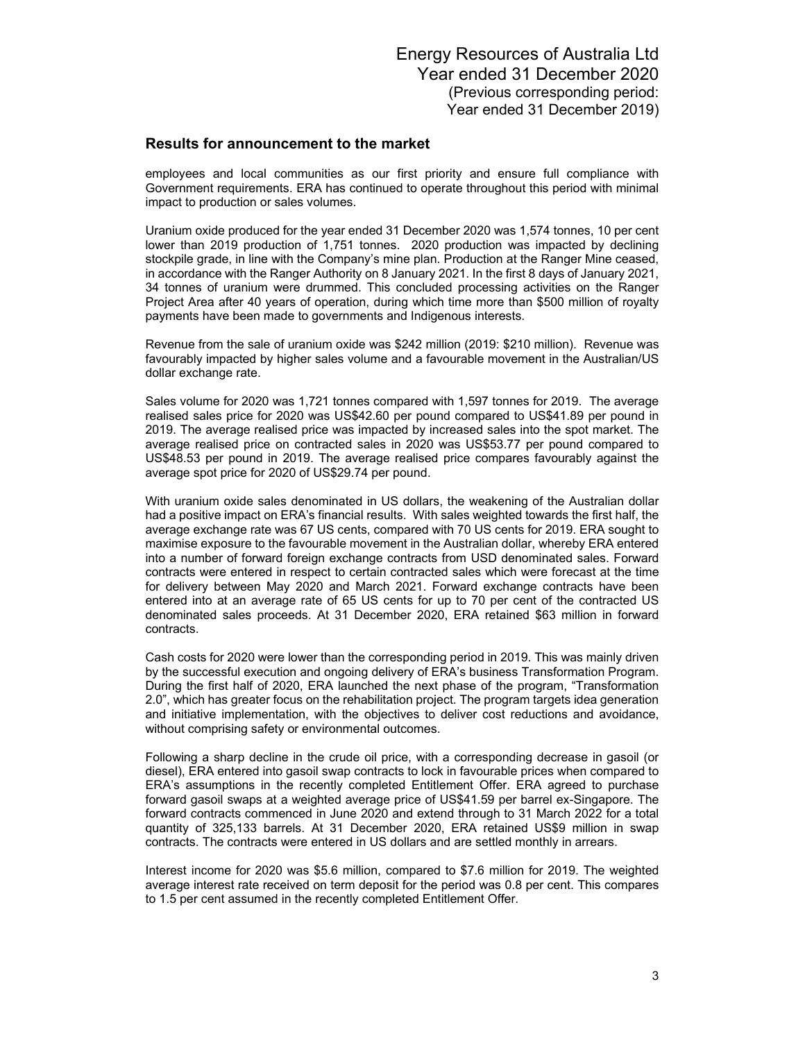## Results for announcement to the market

employees and local communities as our first priority and ensure full compliance with Government requirements. ERA has continued to operate throughout this period with minimal impact to production or sales volumes.

Uranium oxide produced for the year ended 31 December 2020 was 1,574 tonnes, 10 per cent lower than 2019 production of 1,751 tonnes. 2020 production was impacted by declining stockpile grade, in line with the Company's mine plan. Production at the Ranger Mine ceased, in accordance with the Ranger Authority on 8 January 2021. In the first 8 days of January 2021, 34 tonnes of uranium were drummed. This concluded processing activities on the Ranger Project Area after 40 years of operation, during which time more than $500 million of royalty payments have been made to governments and Indigenous interests.

Revenue from the sale of uranium oxide was $242 million (2019: $210 million). Revenue was favourably impacted by higher sales volume and a favourable movement in the Australian/US dollar exchange rate.

Sales volume for 2020 was 1,721 tonnes compared with 1,597 tonnes for 2019. The average realised sales price for 2020 was US$42.60 per pound compared to US$41.89 per pound in 2019. The average realised price was impacted by increased sales into the spot market. The average realised price on contracted sales in 2020 was US$53.77 per pound compared to US$48.53 per pound in 2019. The average realised price compares favourably against the average spot price for 2020 of US$29.74 per pound.

With uranium oxide sales denominated in US dollars, the weakening of the Australian dollar had a positive impact on ERA's financial results. With sales weighted towards the first half, the average exchange rate was 67 US cents, compared with 70 US cents for 2019. ERA sought to maximise exposure to the favourable movement in the Australian dollar, whereby ERA entered into a number of forward foreign exchange contracts from USD denominated sales. Forward contracts were entered in respect to certain contracted sales which were forecast at the time for delivery between May 2020 and March 2021. Forward exchange contracts have been entered into at an average rate of 65 US cents for up to 70 per cent of the contracted US denominated sales proceeds. At 31 December 2020, ERA retained $63 million in forward contracts.

Cash costs for 2020 were lower than the corresponding period in 2019. This was mainly driven by the successful execution and ongoing delivery of ERA's business Transformation Program. During the first half of 2020, ERA launched the next phase of the program, "Transformation 2.0", which has greater focus on the rehabilitation project. The program targets idea generation and initiative implementation, with the objectives to deliver cost reductions and avoidance, without comprising safety or environmental outcomes.

Following a sharp decline in the crude oil price, with a corresponding decrease in gasoil (or diesel), ERA entered into gasoil swap contracts to lock in favourable prices when compared to ERA's assumptions in the recently completed Entitlement Offer. ERA agreed to purchase forward gasoil swaps at a weighted average price of US$41.59 per barrel ex-Singapore. The forward contracts commenced in June 2020 and extend through to 31 March 2022 for a total quantity of 325,133 barrels. At 31 December 2020, ERA retained US$9 million in swap contracts. The contracts were entered in US dollars and are settled monthly in arrears.

Interest income for 2020 was $5.6 million, compared to $7.6 million for 2019. The weighted average interest rate received on term deposit for the period was 0.8 per cent. This compares to 1.5 per cent assumed in the recently completed Entitlement Offer.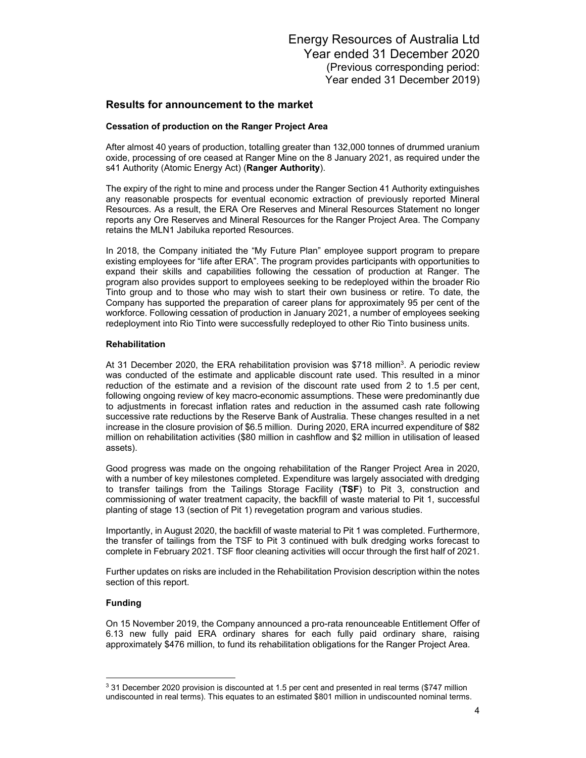## Results for announcement to the market

### Cessation of production on the Ranger Project Area

After almost 40 years of production, totalling greater than 132,000 tonnes of drummed uranium oxide, processing of ore ceased at Ranger Mine on the 8 January 2021, as required under the s41 Authority (Atomic Energy Act) (**Ranger Authority**).

The expiry of the right to mine and process under the Ranger Section 41 Authority extinguishes any reasonable prospects for eventual economic extraction of previously reported Mineral Resources. As a result, the ERA Ore Reserves and Mineral Resources Statement no longer reports any Ore Reserves and Mineral Resources for the Ranger Project Area. The Company retains the MLN1 Jabiluka reported Resources.

In 2018, the Company initiated the "My Future Plan" employee support program to prepare existing employees for "life after ERA". The program provides participants with opportunities to expand their skills and capabilities following the cessation of production at Ranger. The program also provides support to employees seeking to be redeployed within the broader Rio Tinto group and to those who may wish to start their own business or retire. To date, the Company has supported the preparation of career plans for approximately 95 per cent of the workforce. Following cessation of production in January 2021, a number of employees seeking redeployment into Rio Tinto were successfully redeployed to other Rio Tinto business units.

### Rehabilitation

At 31 December 2020, the ERA rehabilitation provision was $718 million[3]. A periodic review was conducted of the estimate and applicable discount rate used. This resulted in a minor reduction of the estimate and a revision of the discount rate used from 2 to 1.5 per cent, following ongoing review of key macro-economic assumptions. These were predominantly due to adjustments in forecast inflation rates and reduction in the assumed cash rate following successive rate reductions by the Reserve Bank of Australia. These changes resulted in a net increase in the closure provision of $6.5 million. During 2020, ERA incurred expenditure of $82 million on rehabilitation activities ($80 million in cashflow and $2 million in utilisation of leased assets).

Good progress was made on the ongoing rehabilitation of the Ranger Project Area in 2020, with a number of key milestones completed. Expenditure was largely associated with dredging to transfer tailings from the Tailings Storage Facility (**TSF**) to Pit 3, construction and commissioning of water treatment capacity, the backfill of waste material to Pit 1, successful planting of stage 13 (section of Pit 1) revegetation program and various studies.

Importantly, in August 2020, the backfill of waste material to Pit 1 was completed. Furthermore, the transfer of tailings from the TSF to Pit 3 continued with bulk dredging works forecast to complete in February 2021. TSF floor cleaning activities will occur through the first half of 2021.

Further updates on risks are included in the Rehabilitation Provision description within the notes section of this report.

### Funding

On 15 November 2019, the Company announced a pro-rata renounceable Entitlement Offer of 6.13 new fully paid ERA ordinary shares for each fully paid ordinary share, raising approximately $476 million, to fund its rehabilitation obligations for the Ranger Project Area.

---

[3] 31 December 2020 provision is discounted at 1.5 per cent and presented in real terms ($747 million undiscounted in real terms). This equates to an estimated $801 million in undiscounted nominal terms.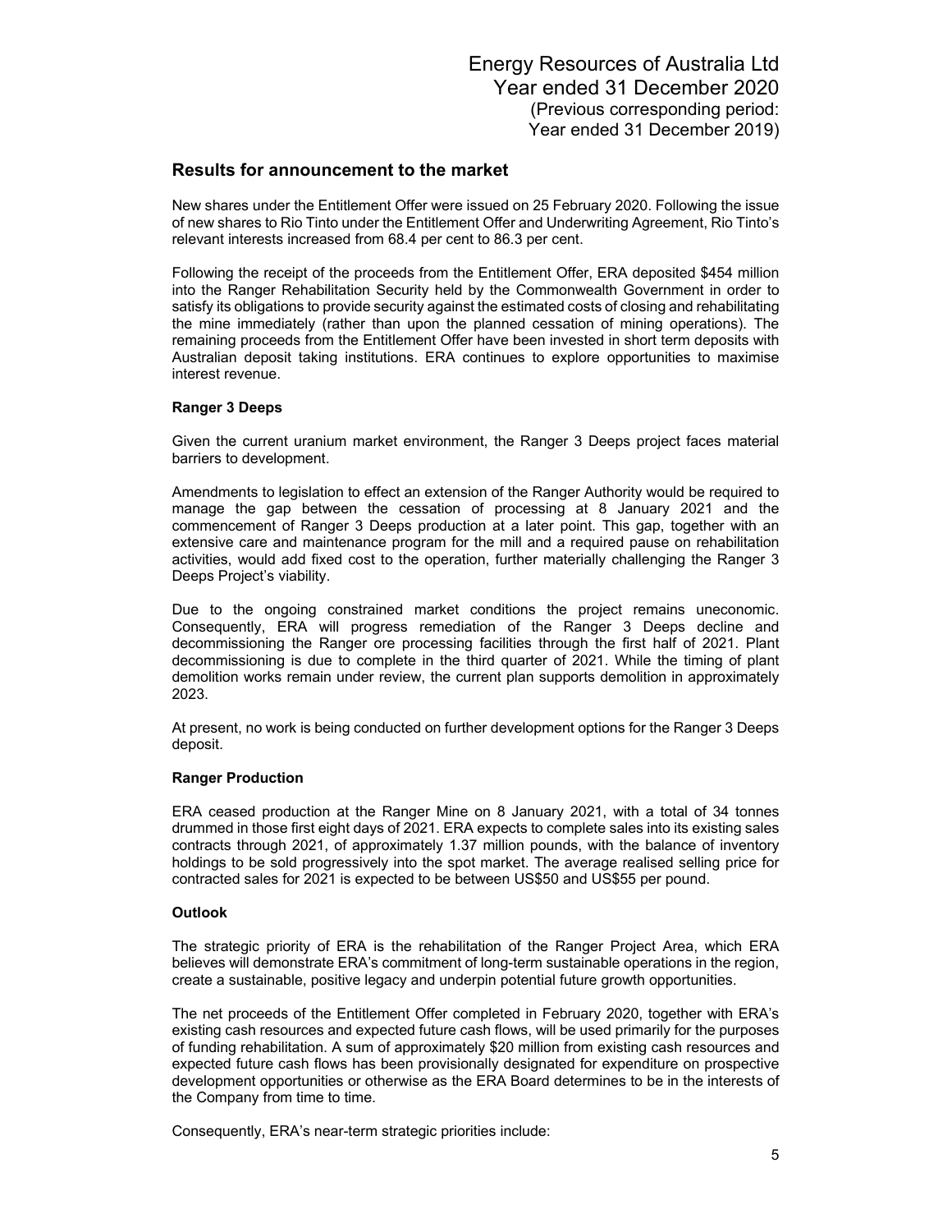## Results for announcement to the market

New shares under the Entitlement Offer were issued on 25 February 2020. Following the issue of new shares to Rio Tinto under the Entitlement Offer and Underwriting Agreement, Rio Tinto's relevant interests increased from 68.4 per cent to 86.3 per cent.

Following the receipt of the proceeds from the Entitlement Offer, ERA deposited $454 million into the Ranger Rehabilitation Security held by the Commonwealth Government in order to satisfy its obligations to provide security against the estimated costs of closing and rehabilitating the mine immediately (rather than upon the planned cessation of mining operations). The remaining proceeds from the Entitlement Offer have been invested in short term deposits with Australian deposit taking institutions. ERA continues to explore opportunities to maximise interest revenue.

### Ranger 3 Deeps

Given the current uranium market environment, the Ranger 3 Deeps project faces material barriers to development.

Amendments to legislation to effect an extension of the Ranger Authority would be required to manage the gap between the cessation of processing at 8 January 2021 and the commencement of Ranger 3 Deeps production at a later point. This gap, together with an extensive care and maintenance program for the mill and a required pause on rehabilitation activities, would add fixed cost to the operation, further materially challenging the Ranger 3 Deeps Project's viability.

Due to the ongoing constrained market conditions the project remains uneconomic. Consequently, ERA will progress remediation of the Ranger 3 Deeps decline and decommissioning the Ranger ore processing facilities through the first half of 2021. Plant decommissioning is due to complete in the third quarter of 2021. While the timing of plant demolition works remain under review, the current plan supports demolition in approximately 2023.

At present, no work is being conducted on further development options for the Ranger 3 Deeps deposit.

### Ranger Production

ERA ceased production at the Ranger Mine on 8 January 2021, with a total of 34 tonnes drummed in those first eight days of 2021. ERA expects to complete sales into its existing sales contracts through 2021, of approximately 1.37 million pounds, with the balance of inventory holdings to be sold progressively into the spot market. The average realised selling price for contracted sales for 2021 is expected to be between US$50 and US$55 per pound.

### Outlook

The strategic priority of ERA is the rehabilitation of the Ranger Project Area, which ERA believes will demonstrate ERA's commitment of long-term sustainable operations in the region, create a sustainable, positive legacy and underpin potential future growth opportunities.

The net proceeds of the Entitlement Offer completed in February 2020, together with ERA's existing cash resources and expected future cash flows, will be used primarily for the purposes of funding rehabilitation. A sum of approximately $20 million from existing cash resources and expected future cash flows has been provisionally designated for expenditure on prospective development opportunities or otherwise as the ERA Board determines to be in the interests of the Company from time to time.

Consequently, ERA's near-term strategic priorities include: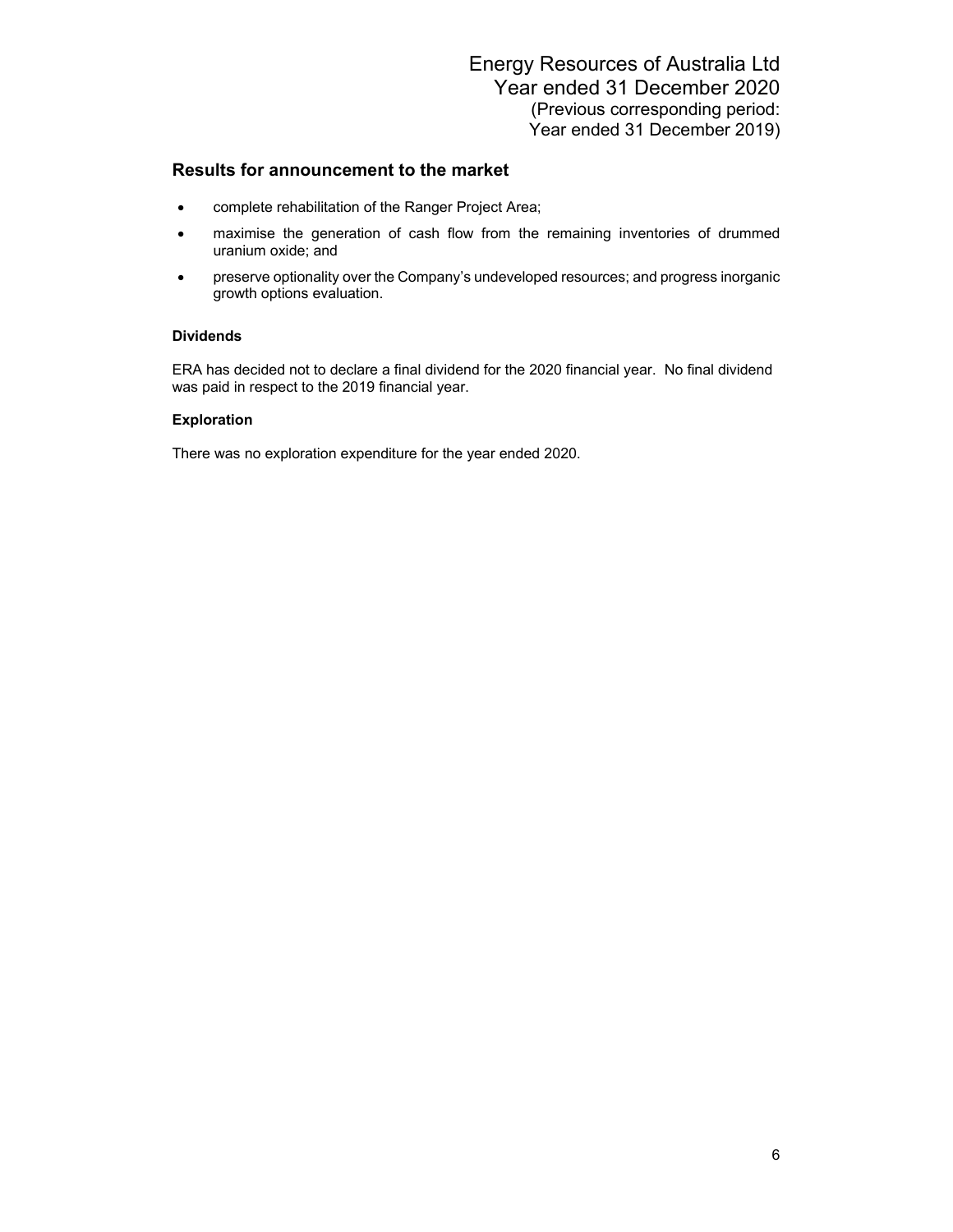## Results for announcement to the market

- complete rehabilitation of the Ranger Project Area;
- maximise the generation of cash flow from the remaining inventories of drummed uranium oxide; and
- preserve optionality over the Company's undeveloped resources; and progress inorganic growth options evaluation.

**Dividends**

ERA has decided not to declare a final dividend for the 2020 financial year. No final dividend was paid in respect to the 2019 financial year.

**Exploration**

There was no exploration expenditure for the year ended 2020.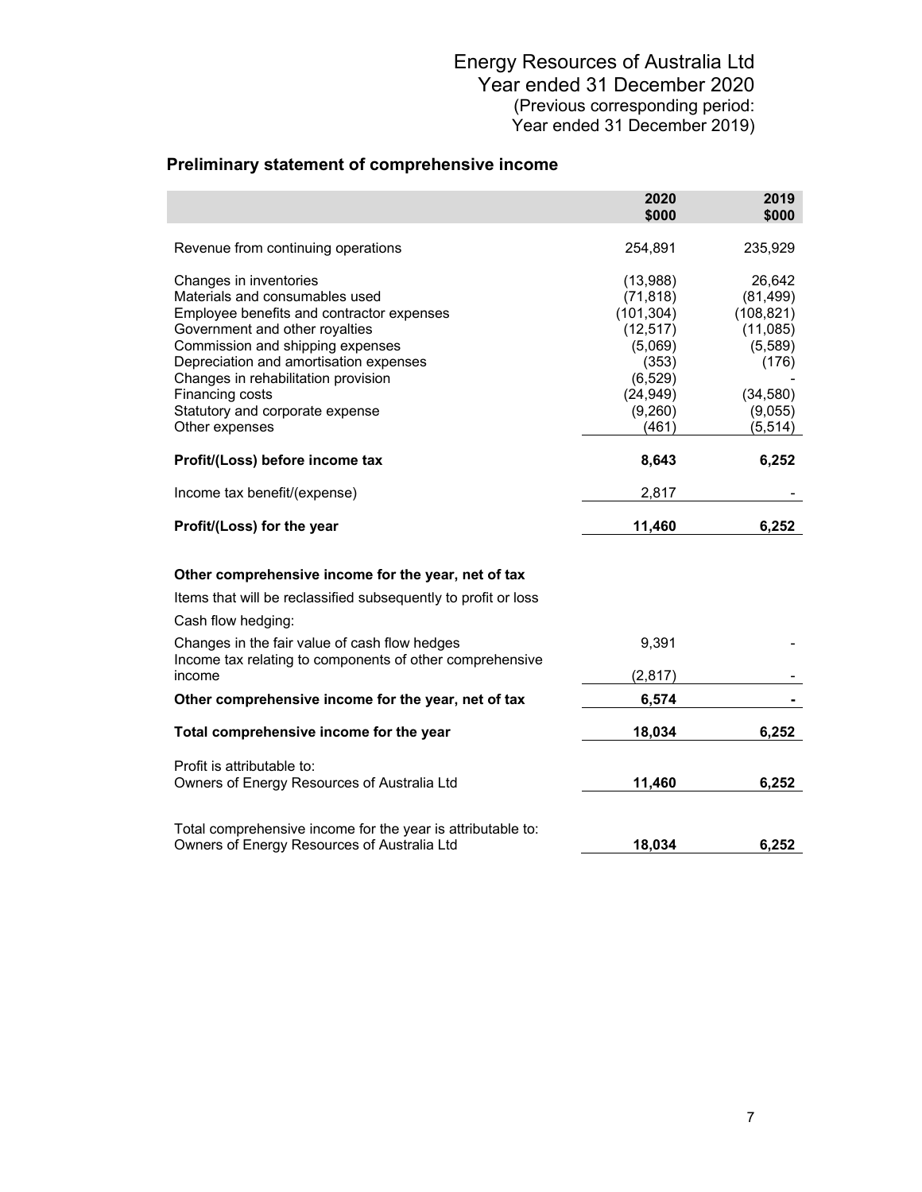Energy Resources of Australia Ltd
Year ended 31 December 2020
(Previous corresponding period:
Year ended 31 December 2019)

## Preliminary statement of comprehensive income

| | 2020<br>$000 | 2019<br>$000 |
|---|---|---|
| Revenue from continuing operations | 254,891 | 235,929 |
| Changes in inventories | (13,988) | 26,642 |
| Materials and consumables used | (71,818) | (81,499) |
| Employee benefits and contractor expenses | (101,304) | (108,821) |
| Government and other royalties | (12,517) | (11,085) |
| Commission and shipping expenses | (5,069) | (5,589) |
| Depreciation and amortisation expenses | (353) | (176) |
| Changes in rehabilitation provision | (6,529) | - |
| Financing costs | (24,949) | (34,580) |
| Statutory and corporate expense | (9,260) | (9,055) |
| Other expenses | (461) | (5,514) |
| **Profit/(Loss) before income tax** | **8,643** | **6,252** |
| Income tax benefit/(expense) | 2,817 | - |
| **Profit/(Loss) for the year** | **11,460** | **6,252** |
| **Other comprehensive income for the year, net of tax** | | |
| Items that will be reclassified subsequently to profit or loss | | |
| Cash flow hedging: | | |
| Changes in the fair value of cash flow hedges | 9,391 | - |
| Income tax relating to components of other comprehensive income | (2,817) | - |
| **Other comprehensive income for the year, net of tax** | **6,574** | **-** |
| **Total comprehensive income for the year** | **18,034** | **6,252** |
| Profit is attributable to:<br>Owners of Energy Resources of Australia Ltd | **11,460** | **6,252** |
| Total comprehensive income for the year is attributable to:<br>Owners of Energy Resources of Australia Ltd | **18,034** | **6,252** |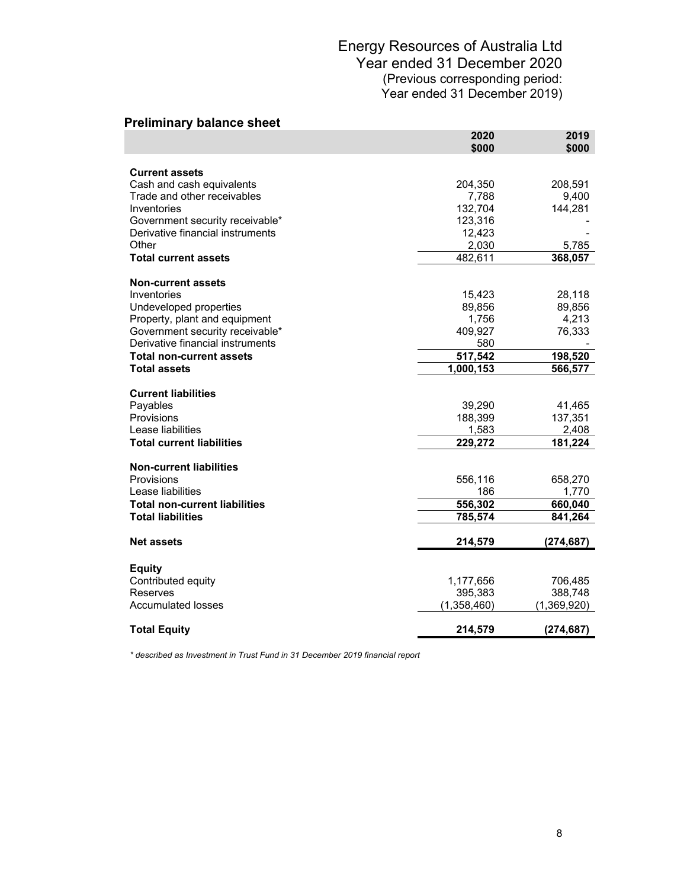Energy Resources of Australia Ltd
Year ended 31 December 2020
(Previous corresponding period:
Year ended 31 December 2019)

## Preliminary balance sheet

| | 2020 $000 | 2019 $000 |
|---|---|---|
| **Current assets** | | |
| Cash and cash equivalents | 204,350 | 208,591 |
| Trade and other receivables | 7,788 | 9,400 |
| Inventories | 132,704 | 144,281 |
| Government security receivable* | 123,316 | - |
| Derivative financial instruments | 12,423 | - |
| Other | 2,030 | 5,785 |
| **Total current assets** | 482,611 | **368,057** |
| **Non-current assets** | | |
| Inventories | 15,423 | 28,118 |
| Undeveloped properties | 89,856 | 89,856 |
| Property, plant and equipment | 1,756 | 4,213 |
| Government security receivable* | 409,927 | 76,333 |
| Derivative financial instruments | 580 | - |
| **Total non-current assets** | **517,542** | **198,520** |
| **Total assets** | **1,000,153** | **566,577** |
| **Current liabilities** | | |
| Payables | 39,290 | 41,465 |
| Provisions | 188,399 | 137,351 |
| Lease liabilities | 1,583 | 2,408 |
| **Total current liabilities** | **229,272** | **181,224** |
| **Non-current liabilities** | | |
| Provisions | 556,116 | 658,270 |
| Lease liabilities | 186 | 1,770 |
| **Total non-current liabilities** | **556,302** | **660,040** |
| **Total liabilities** | **785,574** | **841,264** |
| **Net assets** | **214,579** | **(274,687)** |
| **Equity** | | |
| Contributed equity | 1,177,656 | 706,485 |
| Reserves | 395,383 | 388,748 |
| Accumulated losses | (1,358,460) | (1,369,920) |
| **Total Equity** | **214,579** | **(274,687)** |

*\* described as Investment in Trust Fund in 31 December 2019 financial report*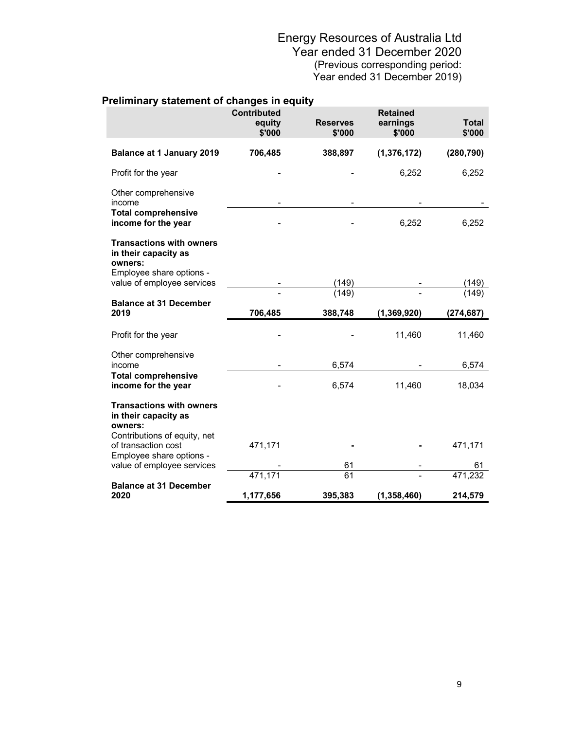Energy Resources of Australia Ltd
Year ended 31 December 2020
(Previous corresponding period:
Year ended 31 December 2019)

## Preliminary statement of changes in equity

| | Contributed equity $'000 | Reserves $'000 | Retained earnings $'000 | Total $'000 |
|---|---|---|---|---|
| **Balance at 1 January 2019** | **706,485** | **388,897** | **(1,376,172)** | **(280,790)** |
| Profit for the year | - | - | 6,252 | 6,252 |
| Other comprehensive income | - | - | - | - |
| **Total comprehensive income for the year** | - | - | 6,252 | 6,252 |
| **Transactions with owners in their capacity as owners:** | | | | |
| Employee share options - value of employee services | - | (149) | - | (149) |
| | - | (149) | - | (149) |
| **Balance at 31 December 2019** | **706,485** | **388,748** | **(1,369,920)** | **(274,687)** |
| Profit for the year | - | - | 11,460 | 11,460 |
| Other comprehensive income | - | 6,574 | - | 6,574 |
| **Total comprehensive income for the year** | - | 6,574 | 11,460 | 18,034 |
| **Transactions with owners in their capacity as owners:** | | | | |
| Contributions of equity, net of transaction cost | 471,171 | - | - | 471,171 |
| Employee share options - value of employee services | - | 61 | - | 61 |
| | 471,171 | 61 | - | 471,232 |
| **Balance at 31 December 2020** | **1,177,656** | **395,383** | **(1,358,460)** | **214,579** |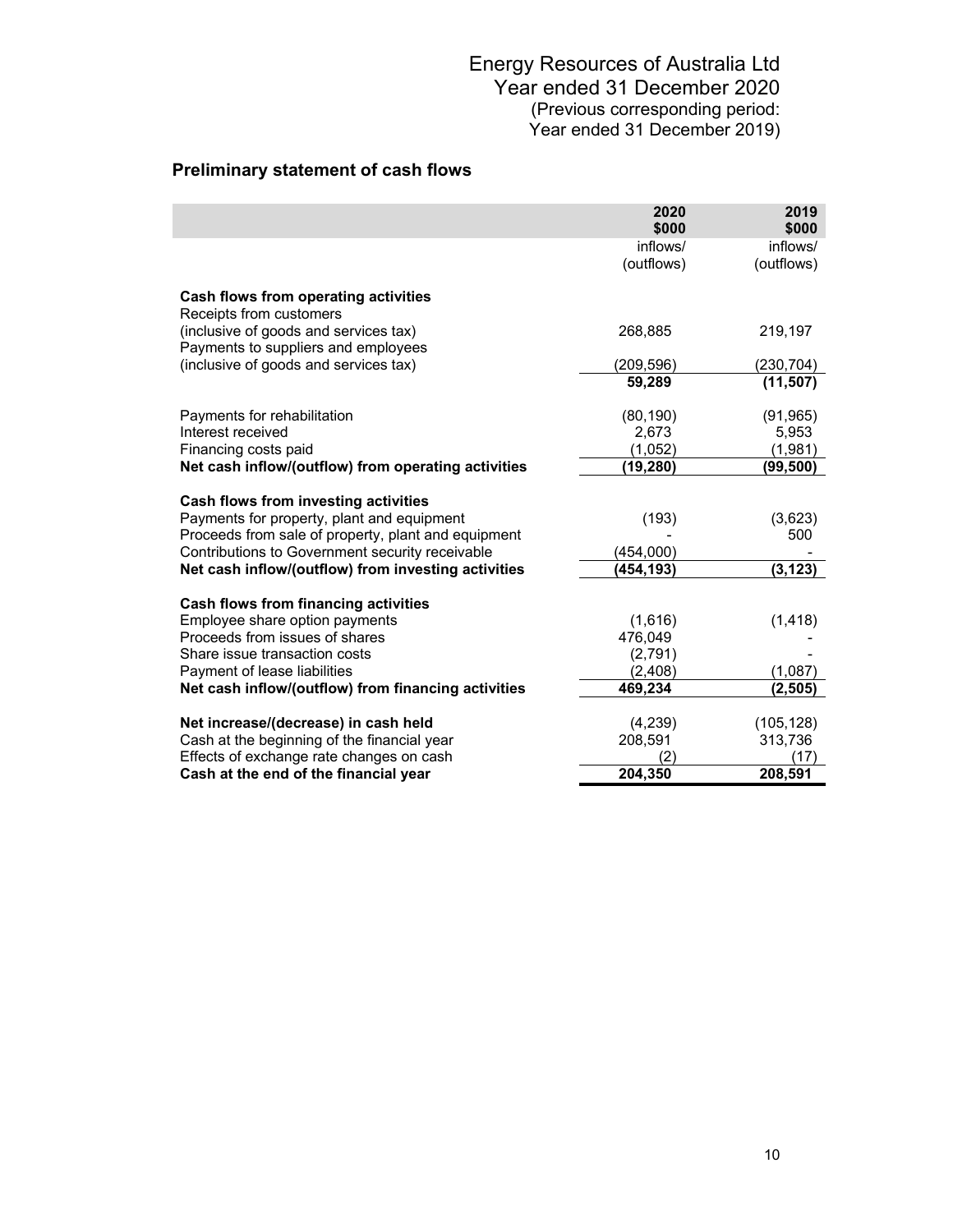Energy Resources of Australia Ltd
Year ended 31 December 2020
(Previous corresponding period:
Year ended 31 December 2019)

## Preliminary statement of cash flows

| | 2020 $000 | 2019 $000 |
|---|---|---|
| | inflows/ (outflows) | inflows/ (outflows) |
| **Cash flows from operating activities** | | |
| Receipts from customers (inclusive of goods and services tax) | 268,885 | 219,197 |
| Payments to suppliers and employees (inclusive of goods and services tax) | (209,596) | (230,704) |
| | **59,289** | **(11,507)** |
| Payments for rehabilitation | (80,190) | (91,965) |
| Interest received | 2,673 | 5,953 |
| Financing costs paid | (1,052) | (1,981) |
| **Net cash inflow/(outflow) from operating activities** | **(19,280)** | **(99,500)** |
| **Cash flows from investing activities** | | |
| Payments for property, plant and equipment | (193) | (3,623) |
| Proceeds from sale of property, plant and equipment | - | 500 |
| Contributions to Government security receivable | (454,000) | - |
| **Net cash inflow/(outflow) from investing activities** | **(454,193)** | **(3,123)** |
| **Cash flows from financing activities** | | |
| Employee share option payments | (1,616) | (1,418) |
| Proceeds from issues of shares | 476,049 | - |
| Share issue transaction costs | (2,791) | - |
| Payment of lease liabilities | (2,408) | (1,087) |
| **Net cash inflow/(outflow) from financing activities** | **469,234** | **(2,505)** |
| **Net increase/(decrease) in cash held** | (4,239) | (105,128) |
| Cash at the beginning of the financial year | 208,591 | 313,736 |
| Effects of exchange rate changes on cash | (2) | (17) |
| **Cash at the end of the financial year** | **204,350** | **208,591** |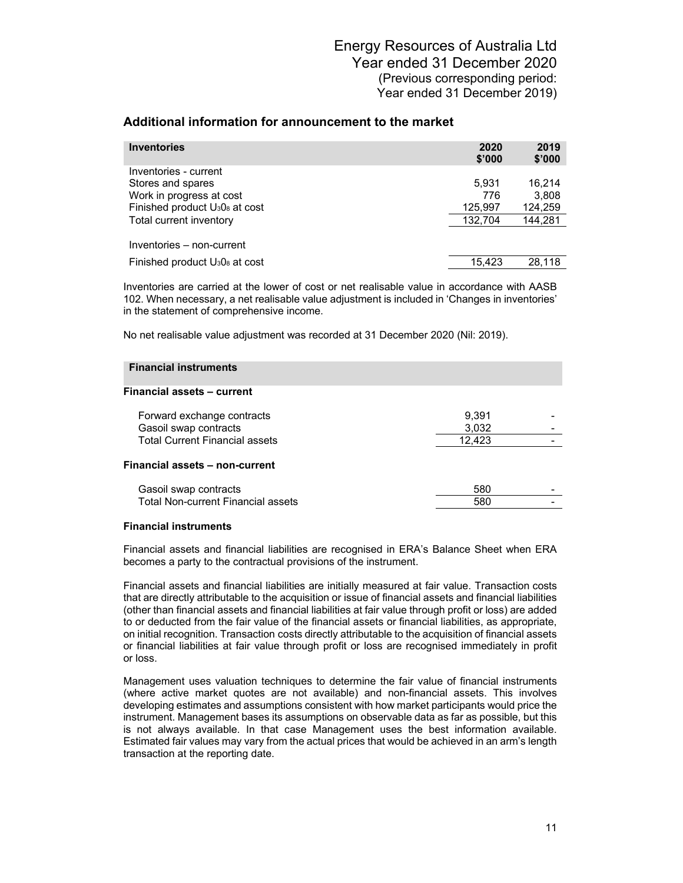# Energy Resources of Australia Ltd
## Year ended 31 December 2020
(Previous corresponding period:
Year ended 31 December 2019)

## Additional information for announcement to the market

| Inventories | 2020 $'000 | 2019 $'000 |
|---|---|---|
| Inventories - current | | |
| Stores and spares | 5,931 | 16,214 |
| Work in progress at cost | 776 | 3,808 |
| Finished product $U_3O_8$ at cost | 125,997 | 124,259 |
| Total current inventory | 132,704 | 144,281 |
| | | |
| Inventories – non-current | | |
| Finished product $U_3O_8$ at cost | 15,423 | 28,118 |

Inventories are carried at the lower of cost or net realisable value in accordance with AASB 102. When necessary, a net realisable value adjustment is included in 'Changes in inventories' in the statement of comprehensive income.

No net realisable value adjustment was recorded at 31 December 2020 (Nil: 2019).

| Financial instruments | | |
|---|---|---|
| **Financial assets – current** | | |
| Forward exchange contracts | 9,391 | - |
| Gasoil swap contracts | 3,032 | - |
| Total Current Financial assets | 12,423 | - |
| **Financial assets – non-current** | | |
| Gasoil swap contracts | 580 | - |
| Total Non-current Financial assets | 580 | - |

**Financial instruments**

Financial assets and financial liabilities are recognised in ERA's Balance Sheet when ERA becomes a party to the contractual provisions of the instrument.

Financial assets and financial liabilities are initially measured at fair value. Transaction costs that are directly attributable to the acquisition or issue of financial assets and financial liabilities (other than financial assets and financial liabilities at fair value through profit or loss) are added to or deducted from the fair value of the financial assets or financial liabilities, as appropriate, on initial recognition. Transaction costs directly attributable to the acquisition of financial assets or financial liabilities at fair value through profit or loss are recognised immediately in profit or loss.

Management uses valuation techniques to determine the fair value of financial instruments (where active market quotes are not available) and non-financial assets. This involves developing estimates and assumptions consistent with how market participants would price the instrument. Management bases its assumptions on observable data as far as possible, but this is not always available. In that case Management uses the best information available. Estimated fair values may vary from the actual prices that would be achieved in an arm's length transaction at the reporting date.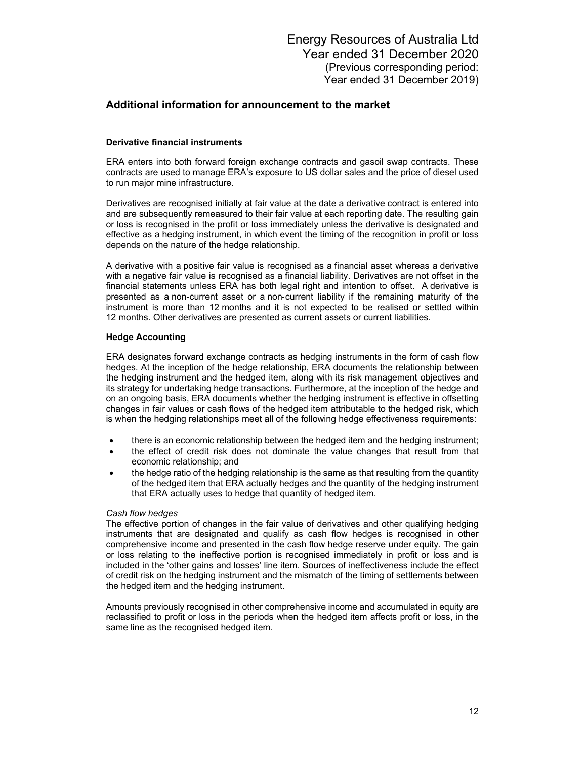## Additional information for announcement to the market

### Derivative financial instruments

ERA enters into both forward foreign exchange contracts and gasoil swap contracts. These contracts are used to manage ERA's exposure to US dollar sales and the price of diesel used to run major mine infrastructure.

Derivatives are recognised initially at fair value at the date a derivative contract is entered into and are subsequently remeasured to their fair value at each reporting date. The resulting gain or loss is recognised in the profit or loss immediately unless the derivative is designated and effective as a hedging instrument, in which event the timing of the recognition in profit or loss depends on the nature of the hedge relationship.

A derivative with a positive fair value is recognised as a financial asset whereas a derivative with a negative fair value is recognised as a financial liability. Derivatives are not offset in the financial statements unless ERA has both legal right and intention to offset. A derivative is presented as a non-current asset or a non-current liability if the remaining maturity of the instrument is more than 12 months and it is not expected to be realised or settled within 12 months. Other derivatives are presented as current assets or current liabilities.

### Hedge Accounting

ERA designates forward exchange contracts as hedging instruments in the form of cash flow hedges. At the inception of the hedge relationship, ERA documents the relationship between the hedging instrument and the hedged item, along with its risk management objectives and its strategy for undertaking hedge transactions. Furthermore, at the inception of the hedge and on an ongoing basis, ERA documents whether the hedging instrument is effective in offsetting changes in fair values or cash flows of the hedged item attributable to the hedged risk, which is when the hedging relationships meet all of the following hedge effectiveness requirements:

- there is an economic relationship between the hedged item and the hedging instrument;
- the effect of credit risk does not dominate the value changes that result from that economic relationship; and
- the hedge ratio of the hedging relationship is the same as that resulting from the quantity of the hedged item that ERA actually hedges and the quantity of the hedging instrument that ERA actually uses to hedge that quantity of hedged item.

*Cash flow hedges*
The effective portion of changes in the fair value of derivatives and other qualifying hedging instruments that are designated and qualify as cash flow hedges is recognised in other comprehensive income and presented in the cash flow hedge reserve under equity. The gain or loss relating to the ineffective portion is recognised immediately in profit or loss and is included in the 'other gains and losses' line item. Sources of ineffectiveness include the effect of credit risk on the hedging instrument and the mismatch of the timing of settlements between the hedged item and the hedging instrument.

Amounts previously recognised in other comprehensive income and accumulated in equity are reclassified to profit or loss in the periods when the hedged item affects profit or loss, in the same line as the recognised hedged item.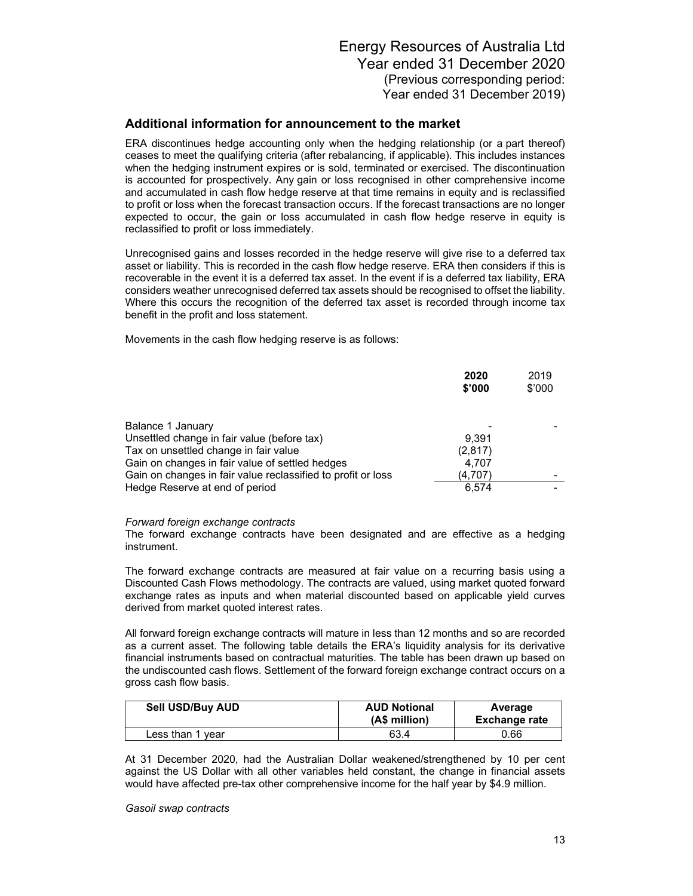## Additional information for announcement to the market

ERA discontinues hedge accounting only when the hedging relationship (or a part thereof) ceases to meet the qualifying criteria (after rebalancing, if applicable). This includes instances when the hedging instrument expires or is sold, terminated or exercised. The discontinuation is accounted for prospectively. Any gain or loss recognised in other comprehensive income and accumulated in cash flow hedge reserve at that time remains in equity and is reclassified to profit or loss when the forecast transaction occurs. If the forecast transactions are no longer expected to occur, the gain or loss accumulated in cash flow hedge reserve in equity is reclassified to profit or loss immediately.

Unrecognised gains and losses recorded in the hedge reserve will give rise to a deferred tax asset or liability. This is recorded in the cash flow hedge reserve. ERA then considers if this is recoverable in the event it is a deferred tax asset. In the event if is a deferred tax liability, ERA considers weather unrecognised deferred tax assets should be recognised to offset the liability. Where this occurs the recognition of the deferred tax asset is recorded through income tax benefit in the profit and loss statement.

Movements in the cash flow hedging reserve is as follows:

| | **2020 \$'000** | 2019 \$'000 |
|---|---|---|
| Balance 1 January | - | - |
| Unsettled change in fair value (before tax) | 9,391 | |
| Tax on unsettled change in fair value | (2,817) | |
| Gain on changes in fair value of settled hedges | 4,707 | |
| Gain on changes in fair value reclassified to profit or loss | (4,707) | - |
| Hedge Reserve at end of period | 6,574 | - |

*Forward foreign exchange contracts*

The forward exchange contracts have been designated and are effective as a hedging instrument.

The forward exchange contracts are measured at fair value on a recurring basis using a Discounted Cash Flows methodology. The contracts are valued, using market quoted forward exchange rates as inputs and when material discounted based on applicable yield curves derived from market quoted interest rates.

All forward foreign exchange contracts will mature in less than 12 months and so are recorded as a current asset. The following table details the ERA's liquidity analysis for its derivative financial instruments based on contractual maturities. The table has been drawn up based on the undiscounted cash flows. Settlement of the forward foreign exchange contract occurs on a gross cash flow basis.

| **Sell USD/Buy AUD** | **AUD Notional (A\$ million)** | **Average Exchange rate** |
|---|---|---|
| Less than 1 year | 63.4 | 0.66 |

At 31 December 2020, had the Australian Dollar weakened/strengthened by 10 per cent against the US Dollar with all other variables held constant, the change in financial assets would have affected pre-tax other comprehensive income for the half year by \$4.9 million.

*Gasoil swap contracts*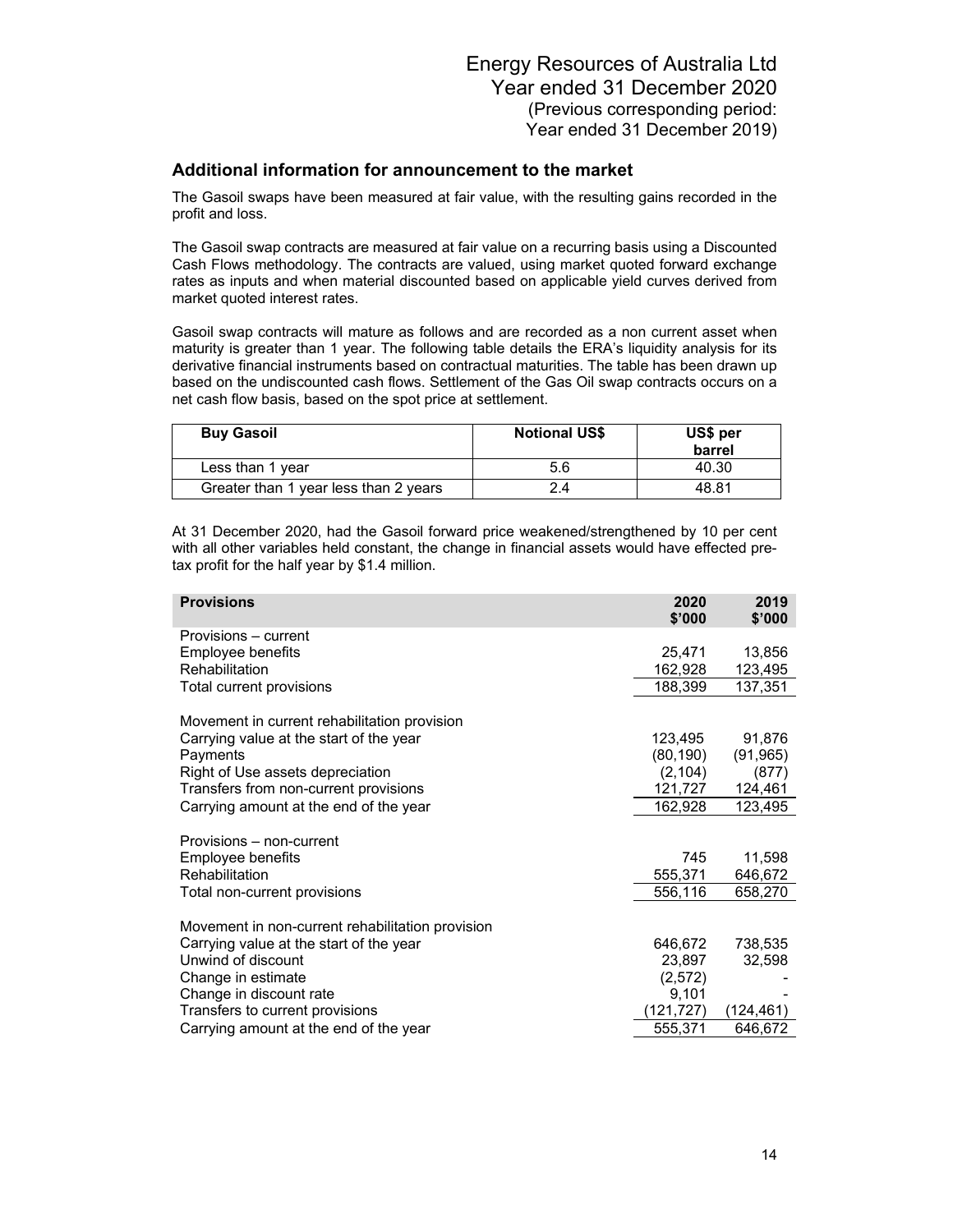## Additional information for announcement to the market

The Gasoil swaps have been measured at fair value, with the resulting gains recorded in the profit and loss.

The Gasoil swap contracts are measured at fair value on a recurring basis using a Discounted Cash Flows methodology. The contracts are valued, using market quoted forward exchange rates as inputs and when material discounted based on applicable yield curves derived from market quoted interest rates.

Gasoil swap contracts will mature as follows and are recorded as a non current asset when maturity is greater than 1 year. The following table details the ERA's liquidity analysis for its derivative financial instruments based on contractual maturities. The table has been drawn up based on the undiscounted cash flows. Settlement of the Gas Oil swap contracts occurs on a net cash flow basis, based on the spot price at settlement.

| Buy Gasoil | Notional US$ | US$ per barrel |
|---|---|---|
| Less than 1 year | 5.6 | 40.30 |
| Greater than 1 year less than 2 years | 2.4 | 48.81 |

At 31 December 2020, had the Gasoil forward price weakened/strengthened by 10 per cent with all other variables held constant, the change in financial assets would have effected pre-tax profit for the half year by $1.4 million.

| Provisions | 2020 $'000 | 2019 $'000 |
|---|---|---|
| Provisions – current | | |
| Employee benefits | 25,471 | 13,856 |
| Rehabilitation | 162,928 | 123,495 |
| Total current provisions | 188,399 | 137,351 |
| | | |
| Movement in current rehabilitation provision | | |
| Carrying value at the start of the year | 123,495 | 91,876 |
| Payments | (80,190) | (91,965) |
| Right of Use assets depreciation | (2,104) | (877) |
| Transfers from non-current provisions | 121,727 | 124,461 |
| Carrying amount at the end of the year | 162,928 | 123,495 |
| | | |
| Provisions – non-current | | |
| Employee benefits | 745 | 11,598 |
| Rehabilitation | 555,371 | 646,672 |
| Total non-current provisions | 556,116 | 658,270 |
| | | |
| Movement in non-current rehabilitation provision | | |
| Carrying value at the start of the year | 646,672 | 738,535 |
| Unwind of discount | 23,897 | 32,598 |
| Change in estimate | (2,572) | - |
| Change in discount rate | 9,101 | - |
| Transfers to current provisions | (121,727) | (124,461) |
| Carrying amount at the end of the year | 555,371 | 646,672 |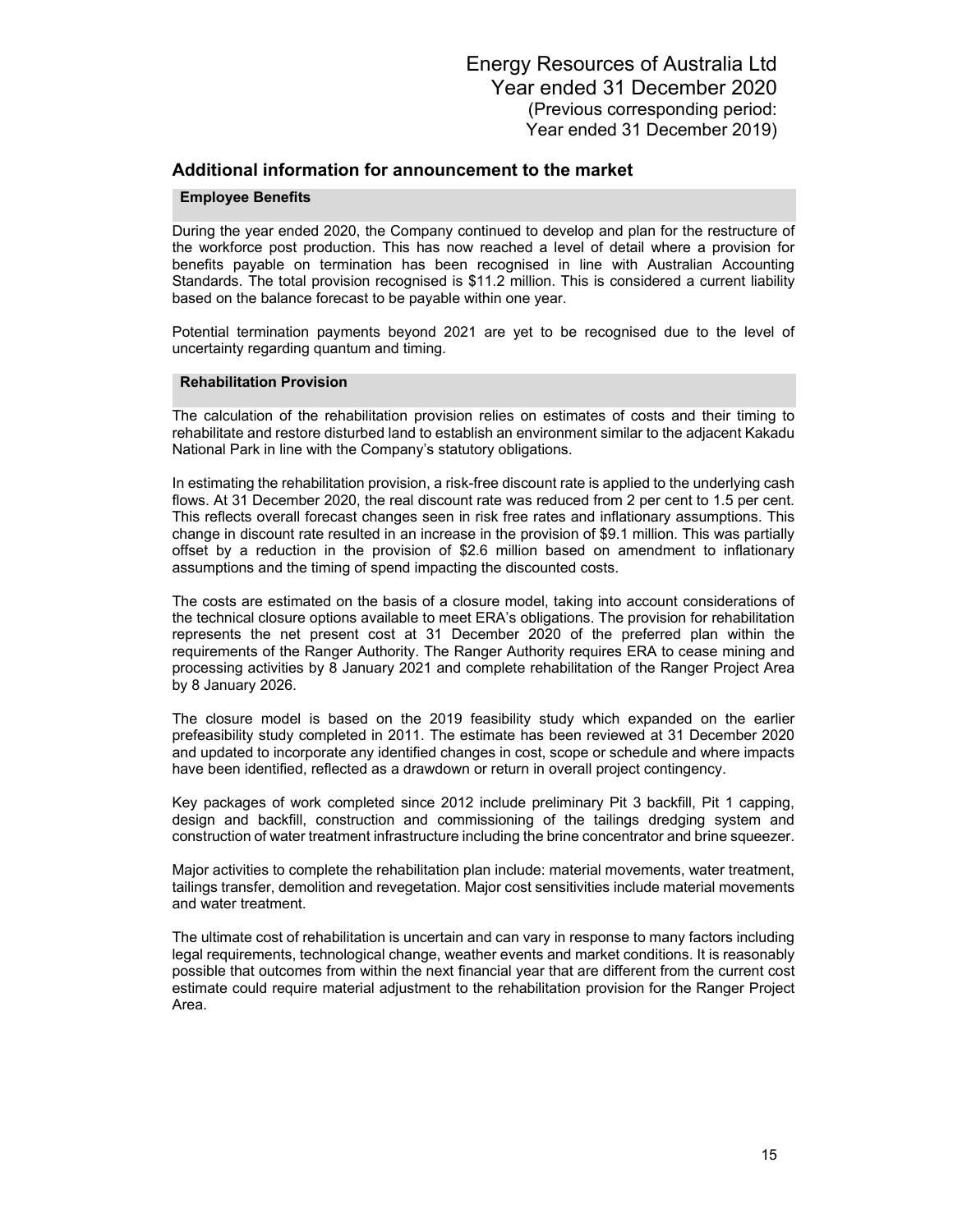## Additional information for announcement to the market

### Employee Benefits

During the year ended 2020, the Company continued to develop and plan for the restructure of the workforce post production. This has now reached a level of detail where a provision for benefits payable on termination has been recognised in line with Australian Accounting Standards. The total provision recognised is $11.2 million. This is considered a current liability based on the balance forecast to be payable within one year.

Potential termination payments beyond 2021 are yet to be recognised due to the level of uncertainty regarding quantum and timing.

### Rehabilitation Provision

The calculation of the rehabilitation provision relies on estimates of costs and their timing to rehabilitate and restore disturbed land to establish an environment similar to the adjacent Kakadu National Park in line with the Company's statutory obligations.

In estimating the rehabilitation provision, a risk-free discount rate is applied to the underlying cash flows. At 31 December 2020, the real discount rate was reduced from 2 per cent to 1.5 per cent. This reflects overall forecast changes seen in risk free rates and inflationary assumptions. This change in discount rate resulted in an increase in the provision of $9.1 million. This was partially offset by a reduction in the provision of $2.6 million based on amendment to inflationary assumptions and the timing of spend impacting the discounted costs.

The costs are estimated on the basis of a closure model, taking into account considerations of the technical closure options available to meet ERA's obligations. The provision for rehabilitation represents the net present cost at 31 December 2020 of the preferred plan within the requirements of the Ranger Authority. The Ranger Authority requires ERA to cease mining and processing activities by 8 January 2021 and complete rehabilitation of the Ranger Project Area by 8 January 2026.

The closure model is based on the 2019 feasibility study which expanded on the earlier prefeasibility study completed in 2011. The estimate has been reviewed at 31 December 2020 and updated to incorporate any identified changes in cost, scope or schedule and where impacts have been identified, reflected as a drawdown or return in overall project contingency.

Key packages of work completed since 2012 include preliminary Pit 3 backfill, Pit 1 capping, design and backfill, construction and commissioning of the tailings dredging system and construction of water treatment infrastructure including the brine concentrator and brine squeezer.

Major activities to complete the rehabilitation plan include: material movements, water treatment, tailings transfer, demolition and revegetation. Major cost sensitivities include material movements and water treatment.

The ultimate cost of rehabilitation is uncertain and can vary in response to many factors including legal requirements, technological change, weather events and market conditions. It is reasonably possible that outcomes from within the next financial year that are different from the current cost estimate could require material adjustment to the rehabilitation provision for the Ranger Project Area.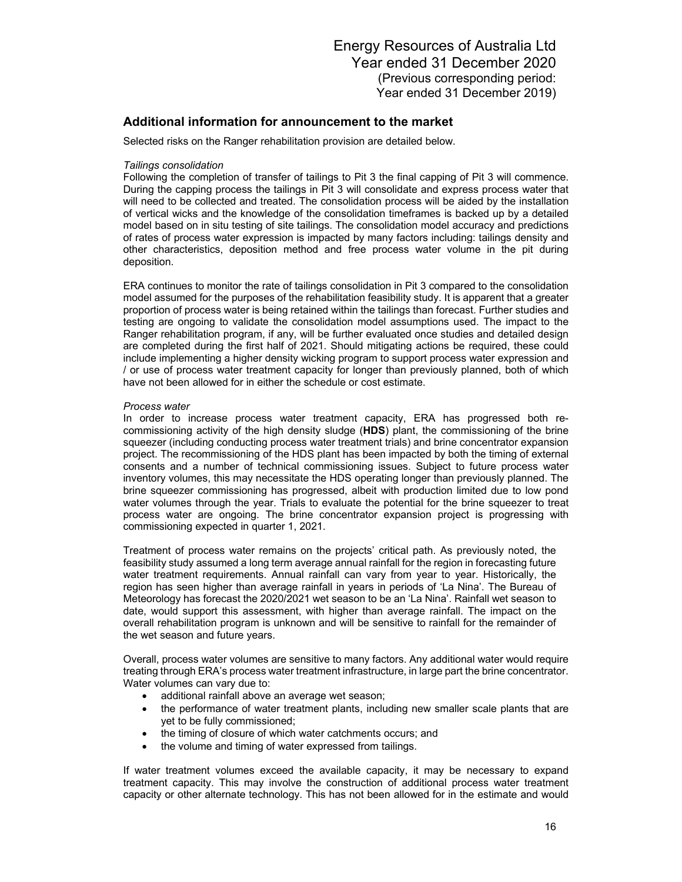## Additional information for announcement to the market

Selected risks on the Ranger rehabilitation provision are detailed below.

*Tailings consolidation*

Following the completion of transfer of tailings to Pit 3 the final capping of Pit 3 will commence. During the capping process the tailings in Pit 3 will consolidate and express process water that will need to be collected and treated. The consolidation process will be aided by the installation of vertical wicks and the knowledge of the consolidation timeframes is backed up by a detailed model based on in situ testing of site tailings. The consolidation model accuracy and predictions of rates of process water expression is impacted by many factors including: tailings density and other characteristics, deposition method and free process water volume in the pit during deposition.

ERA continues to monitor the rate of tailings consolidation in Pit 3 compared to the consolidation model assumed for the purposes of the rehabilitation feasibility study. It is apparent that a greater proportion of process water is being retained within the tailings than forecast. Further studies and testing are ongoing to validate the consolidation model assumptions used. The impact to the Ranger rehabilitation program, if any, will be further evaluated once studies and detailed design are completed during the first half of 2021. Should mitigating actions be required, these could include implementing a higher density wicking program to support process water expression and / or use of process water treatment capacity for longer than previously planned, both of which have not been allowed for in either the schedule or cost estimate.

*Process water*

In order to increase process water treatment capacity, ERA has progressed both re-commissioning activity of the high density sludge (**HDS**) plant, the commissioning of the brine squeezer (including conducting process water treatment trials) and brine concentrator expansion project. The recommissioning of the HDS plant has been impacted by both the timing of external consents and a number of technical commissioning issues. Subject to future process water inventory volumes, this may necessitate the HDS operating longer than previously planned. The brine squeezer commissioning has progressed, albeit with production limited due to low pond water volumes through the year. Trials to evaluate the potential for the brine squeezer to treat process water are ongoing. The brine concentrator expansion project is progressing with commissioning expected in quarter 1, 2021.

Treatment of process water remains on the projects' critical path. As previously noted, the feasibility study assumed a long term average annual rainfall for the region in forecasting future water treatment requirements. Annual rainfall can vary from year to year. Historically, the region has seen higher than average rainfall in years in periods of 'La Nina'. The Bureau of Meteorology has forecast the 2020/2021 wet season to be an 'La Nina'. Rainfall wet season to date, would support this assessment, with higher than average rainfall. The impact on the overall rehabilitation program is unknown and will be sensitive to rainfall for the remainder of the wet season and future years.

Overall, process water volumes are sensitive to many factors. Any additional water would require treating through ERA's process water treatment infrastructure, in large part the brine concentrator. Water volumes can vary due to:

- additional rainfall above an average wet season;
- the performance of water treatment plants, including new smaller scale plants that are yet to be fully commissioned;
- the timing of closure of which water catchments occurs; and
- the volume and timing of water expressed from tailings.

If water treatment volumes exceed the available capacity, it may be necessary to expand treatment capacity. This may involve the construction of additional process water treatment capacity or other alternate technology. This has not been allowed for in the estimate and would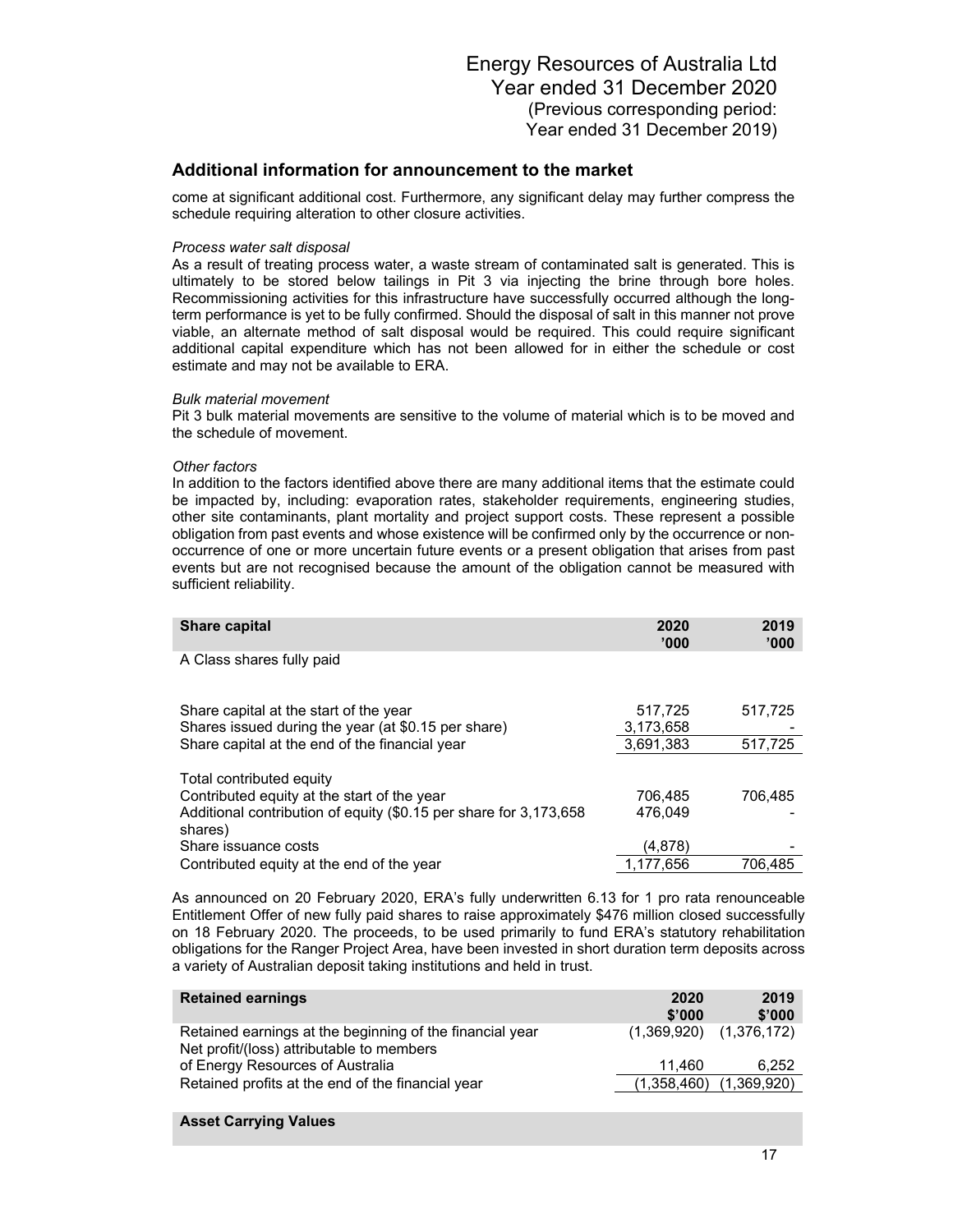## Additional information for announcement to the market

come at significant additional cost. Furthermore, any significant delay may further compress the schedule requiring alteration to other closure activities.

*Process water salt disposal*

As a result of treating process water, a waste stream of contaminated salt is generated. This is ultimately to be stored below tailings in Pit 3 via injecting the brine through bore holes. Recommissioning activities for this infrastructure have successfully occurred although the long-term performance is yet to be fully confirmed. Should the disposal of salt in this manner not prove viable, an alternate method of salt disposal would be required. This could require significant additional capital expenditure which has not been allowed for in either the schedule or cost estimate and may not be available to ERA.

*Bulk material movement*

Pit 3 bulk material movements are sensitive to the volume of material which is to be moved and the schedule of movement.

*Other factors*

In addition to the factors identified above there are many additional items that the estimate could be impacted by, including: evaporation rates, stakeholder requirements, engineering studies, other site contaminants, plant mortality and project support costs. These represent a possible obligation from past events and whose existence will be confirmed only by the occurrence or non-occurrence of one or more uncertain future events or a present obligation that arises from past events but are not recognised because the amount of the obligation cannot be measured with sufficient reliability.

| **Share capital** | **2020 '000** | **2019 '000** |
|---|---|---|
| A Class shares fully paid | | |
| Share capital at the start of the year | 517,725 | 517,725 |
| Shares issued during the year (at $0.15 per share) | 3,173,658 | - |
| Share capital at the end of the financial year | 3,691,383 | 517,725 |
| Total contributed equity | | |
| Contributed equity at the start of the year | 706,485 | 706,485 |
| Additional contribution of equity ($0.15 per share for 3,173,658 shares) | 476,049 | - |
| Share issuance costs | (4,878) | - |
| Contributed equity at the end of the year | 1,177,656 | 706,485 |

As announced on 20 February 2020, ERA's fully underwritten 6.13 for 1 pro rata renounceable Entitlement Offer of new fully paid shares to raise approximately $476 million closed successfully on 18 February 2020. The proceeds, to be used primarily to fund ERA's statutory rehabilitation obligations for the Ranger Project Area, have been invested in short duration term deposits across a variety of Australian deposit taking institutions and held in trust.

| **Retained earnings** | **2020 $'000** | **2019 $'000** |
|---|---|---|
| Retained earnings at the beginning of the financial year | (1,369,920) | (1,376,172) |
| Net profit/(loss) attributable to members of Energy Resources of Australia | 11,460 | 6,252 |
| Retained profits at the end of the financial year | (1,358,460) | (1,369,920) |

**Asset Carrying Values**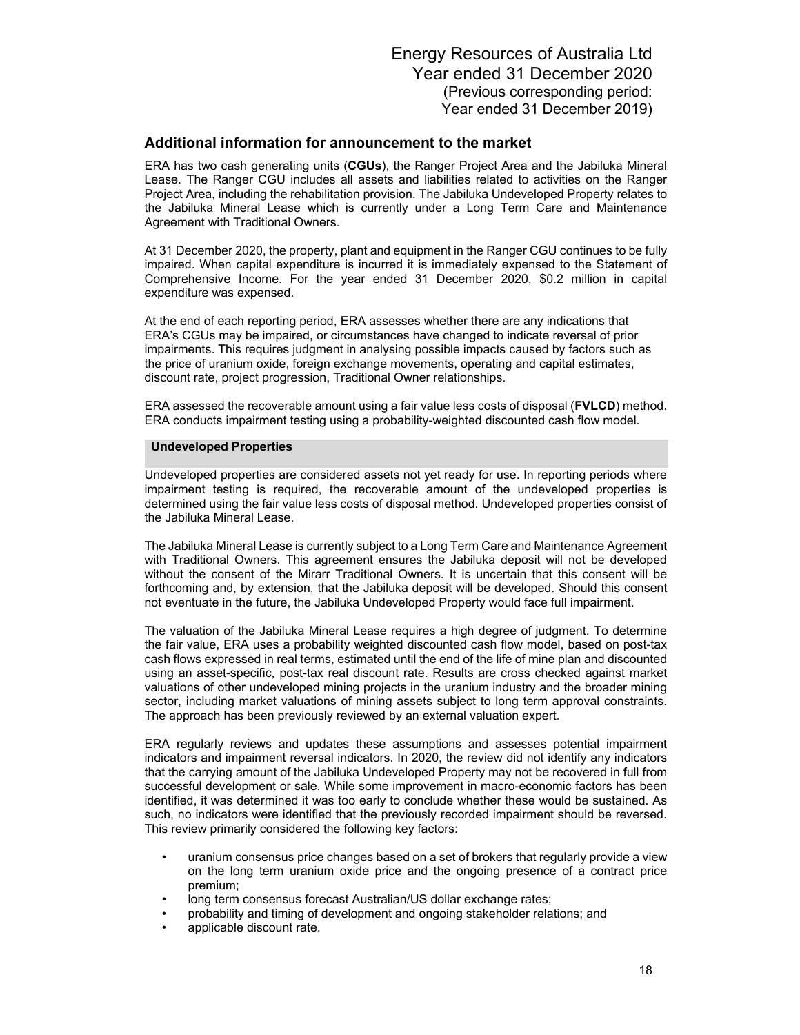## Additional information for announcement to the market

ERA has two cash generating units (**CGUs**), the Ranger Project Area and the Jabiluka Mineral Lease. The Ranger CGU includes all assets and liabilities related to activities on the Ranger Project Area, including the rehabilitation provision. The Jabiluka Undeveloped Property relates to the Jabiluka Mineral Lease which is currently under a Long Term Care and Maintenance Agreement with Traditional Owners.

At 31 December 2020, the property, plant and equipment in the Ranger CGU continues to be fully impaired. When capital expenditure is incurred it is immediately expensed to the Statement of Comprehensive Income. For the year ended 31 December 2020, $0.2 million in capital expenditure was expensed.

At the end of each reporting period, ERA assesses whether there are any indications that ERA's CGUs may be impaired, or circumstances have changed to indicate reversal of prior impairments. This requires judgment in analysing possible impacts caused by factors such as the price of uranium oxide, foreign exchange movements, operating and capital estimates, discount rate, project progression, Traditional Owner relationships.

ERA assessed the recoverable amount using a fair value less costs of disposal (**FVLCD**) method. ERA conducts impairment testing using a probability-weighted discounted cash flow model.

### Undeveloped Properties

Undeveloped properties are considered assets not yet ready for use. In reporting periods where impairment testing is required, the recoverable amount of the undeveloped properties is determined using the fair value less costs of disposal method. Undeveloped properties consist of the Jabiluka Mineral Lease.

The Jabiluka Mineral Lease is currently subject to a Long Term Care and Maintenance Agreement with Traditional Owners. This agreement ensures the Jabiluka deposit will not be developed without the consent of the Mirarr Traditional Owners. It is uncertain that this consent will be forthcoming and, by extension, that the Jabiluka deposit will be developed. Should this consent not eventuate in the future, the Jabiluka Undeveloped Property would face full impairment.

The valuation of the Jabiluka Mineral Lease requires a high degree of judgment. To determine the fair value, ERA uses a probability weighted discounted cash flow model, based on post-tax cash flows expressed in real terms, estimated until the end of the life of mine plan and discounted using an asset-specific, post-tax real discount rate. Results are cross checked against market valuations of other undeveloped mining projects in the uranium industry and the broader mining sector, including market valuations of mining assets subject to long term approval constraints. The approach has been previously reviewed by an external valuation expert.

ERA regularly reviews and updates these assumptions and assesses potential impairment indicators and impairment reversal indicators. In 2020, the review did not identify any indicators that the carrying amount of the Jabiluka Undeveloped Property may not be recovered in full from successful development or sale. While some improvement in macro-economic factors has been identified, it was determined it was too early to conclude whether these would be sustained. As such, no indicators were identified that the previously recorded impairment should be reversed. This review primarily considered the following key factors:

- uranium consensus price changes based on a set of brokers that regularly provide a view on the long term uranium oxide price and the ongoing presence of a contract price premium;
- long term consensus forecast Australian/US dollar exchange rates;
- probability and timing of development and ongoing stakeholder relations; and
- applicable discount rate.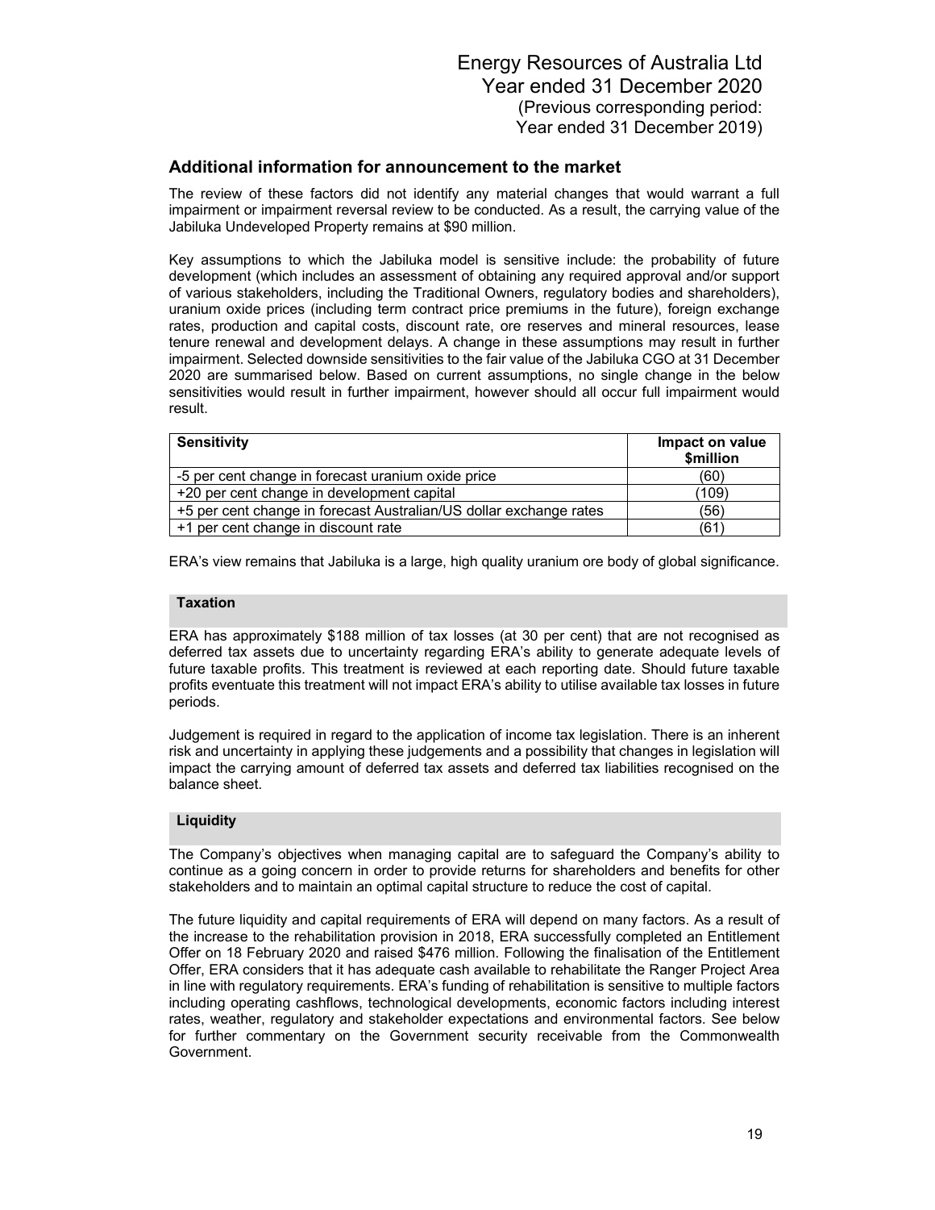## Additional information for announcement to the market

The review of these factors did not identify any material changes that would warrant a full impairment or impairment reversal review to be conducted. As a result, the carrying value of the Jabiluka Undeveloped Property remains at $90 million.

Key assumptions to which the Jabiluka model is sensitive include: the probability of future development (which includes an assessment of obtaining any required approval and/or support of various stakeholders, including the Traditional Owners, regulatory bodies and shareholders), uranium oxide prices (including term contract price premiums in the future), foreign exchange rates, production and capital costs, discount rate, ore reserves and mineral resources, lease tenure renewal and development delays. A change in these assumptions may result in further impairment. Selected downside sensitivities to the fair value of the Jabiluka CGO at 31 December 2020 are summarised below. Based on current assumptions, no single change in the below sensitivities would result in further impairment, however should all occur full impairment would result.

| Sensitivity | Impact on value $million |
|---|---|
| -5 per cent change in forecast uranium oxide price | (60) |
| +20 per cent change in development capital | (109) |
| +5 per cent change in forecast Australian/US dollar exchange rates | (56) |
| +1 per cent change in discount rate | (61) |

ERA's view remains that Jabiluka is a large, high quality uranium ore body of global significance.

### Taxation

ERA has approximately $188 million of tax losses (at 30 per cent) that are not recognised as deferred tax assets due to uncertainty regarding ERA's ability to generate adequate levels of future taxable profits. This treatment is reviewed at each reporting date. Should future taxable profits eventuate this treatment will not impact ERA's ability to utilise available tax losses in future periods.

Judgement is required in regard to the application of income tax legislation. There is an inherent risk and uncertainty in applying these judgements and a possibility that changes in legislation will impact the carrying amount of deferred tax assets and deferred tax liabilities recognised on the balance sheet.

### Liquidity

The Company's objectives when managing capital are to safeguard the Company's ability to continue as a going concern in order to provide returns for shareholders and benefits for other stakeholders and to maintain an optimal capital structure to reduce the cost of capital.

The future liquidity and capital requirements of ERA will depend on many factors. As a result of the increase to the rehabilitation provision in 2018, ERA successfully completed an Entitlement Offer on 18 February 2020 and raised $476 million. Following the finalisation of the Entitlement Offer, ERA considers that it has adequate cash available to rehabilitate the Ranger Project Area in line with regulatory requirements. ERA's funding of rehabilitation is sensitive to multiple factors including operating cashflows, technological developments, economic factors including interest rates, weather, regulatory and stakeholder expectations and environmental factors. See below for further commentary on the Government security receivable from the Commonwealth Government.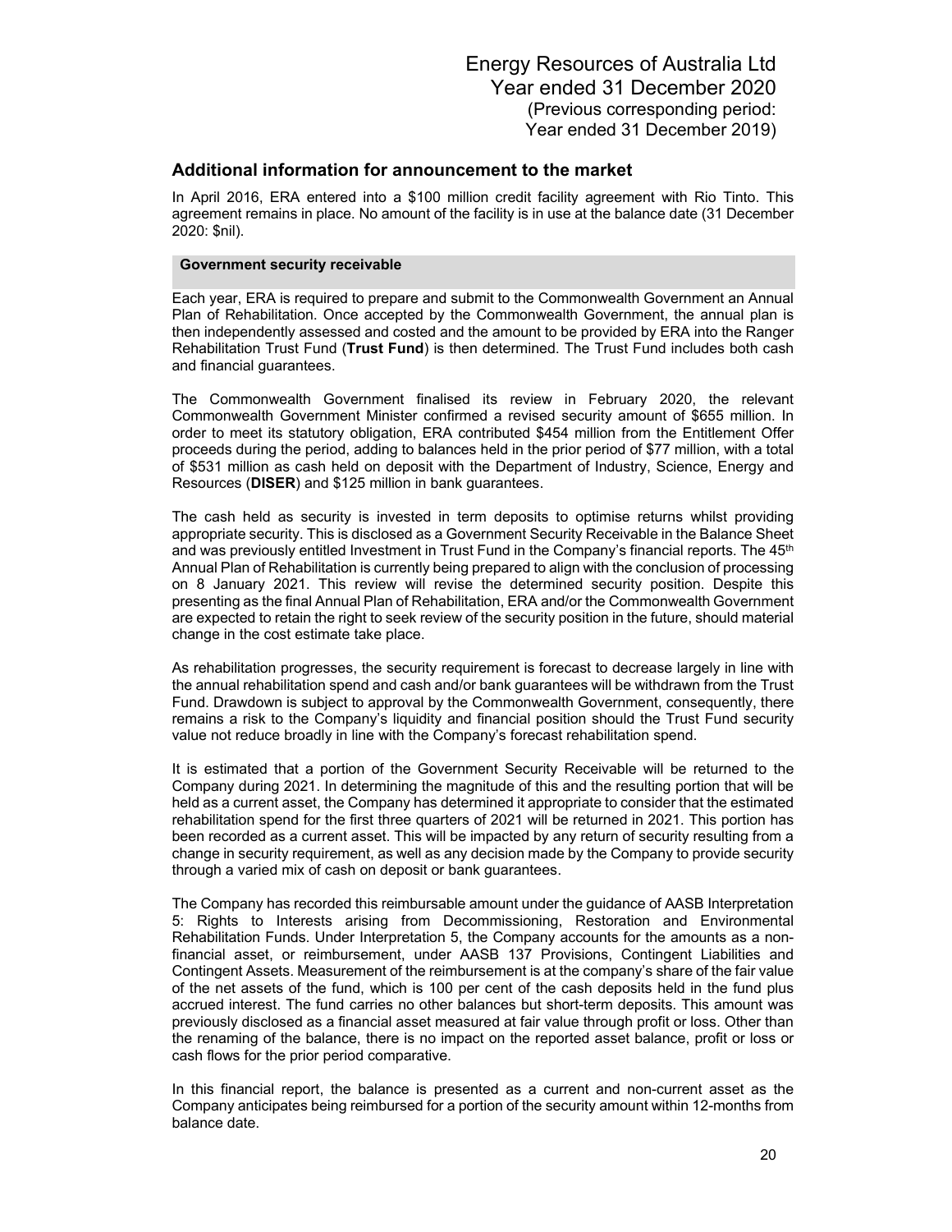## Additional information for announcement to the market

In April 2016, ERA entered into a $100 million credit facility agreement with Rio Tinto. This agreement remains in place. No amount of the facility is in use at the balance date (31 December 2020: $nil).

### Government security receivable

Each year, ERA is required to prepare and submit to the Commonwealth Government an Annual Plan of Rehabilitation. Once accepted by the Commonwealth Government, the annual plan is then independently assessed and costed and the amount to be provided by ERA into the Ranger Rehabilitation Trust Fund (**Trust Fund**) is then determined. The Trust Fund includes both cash and financial guarantees.

The Commonwealth Government finalised its review in February 2020, the relevant Commonwealth Government Minister confirmed a revised security amount of $655 million. In order to meet its statutory obligation, ERA contributed $454 million from the Entitlement Offer proceeds during the period, adding to balances held in the prior period of $77 million, with a total of $531 million as cash held on deposit with the Department of Industry, Science, Energy and Resources (**DISER**) and $125 million in bank guarantees.

The cash held as security is invested in term deposits to optimise returns whilst providing appropriate security. This is disclosed as a Government Security Receivable in the Balance Sheet and was previously entitled Investment in Trust Fund in the Company's financial reports. The 45th Annual Plan of Rehabilitation is currently being prepared to align with the conclusion of processing on 8 January 2021. This review will revise the determined security position. Despite this presenting as the final Annual Plan of Rehabilitation, ERA and/or the Commonwealth Government are expected to retain the right to seek review of the security position in the future, should material change in the cost estimate take place.

As rehabilitation progresses, the security requirement is forecast to decrease largely in line with the annual rehabilitation spend and cash and/or bank guarantees will be withdrawn from the Trust Fund. Drawdown is subject to approval by the Commonwealth Government, consequently, there remains a risk to the Company's liquidity and financial position should the Trust Fund security value not reduce broadly in line with the Company's forecast rehabilitation spend.

It is estimated that a portion of the Government Security Receivable will be returned to the Company during 2021. In determining the magnitude of this and the resulting portion that will be held as a current asset, the Company has determined it appropriate to consider that the estimated rehabilitation spend for the first three quarters of 2021 will be returned in 2021. This portion has been recorded as a current asset. This will be impacted by any return of security resulting from a change in security requirement, as well as any decision made by the Company to provide security through a varied mix of cash on deposit or bank guarantees.

The Company has recorded this reimbursable amount under the guidance of AASB Interpretation 5: Rights to Interests arising from Decommissioning, Restoration and Environmental Rehabilitation Funds. Under Interpretation 5, the Company accounts for the amounts as a non-financial asset, or reimbursement, under AASB 137 Provisions, Contingent Liabilities and Contingent Assets. Measurement of the reimbursement is at the company's share of the fair value of the net assets of the fund, which is 100 per cent of the cash deposits held in the fund plus accrued interest. The fund carries no other balances but short-term deposits. This amount was previously disclosed as a financial asset measured at fair value through profit or loss. Other than the renaming of the balance, there is no impact on the reported asset balance, profit or loss or cash flows for the prior period comparative.

In this financial report, the balance is presented as a current and non-current asset as the Company anticipates being reimbursed for a portion of the security amount within 12-months from balance date.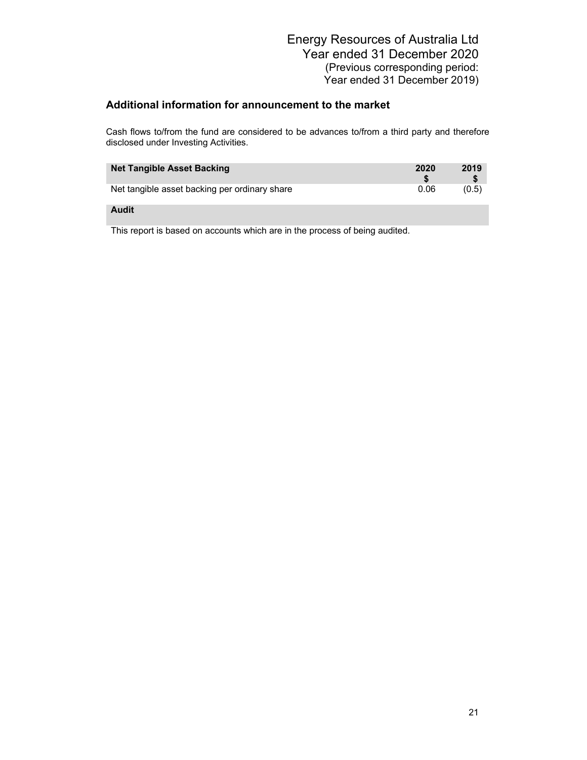Energy Resources of Australia Ltd
Year ended 31 December 2020
(Previous corresponding period:
Year ended 31 December 2019)

## Additional information for announcement to the market

Cash flows to/from the fund are considered to be advances to/from a third party and therefore disclosed under Investing Activities.

| **Net Tangible Asset Backing** | **2020** **$** | **2019** **$** |
|---|---|---|
| Net tangible asset backing per ordinary share | 0.06 | (0.5) |

**Audit**

This report is based on accounts which are in the process of being audited.